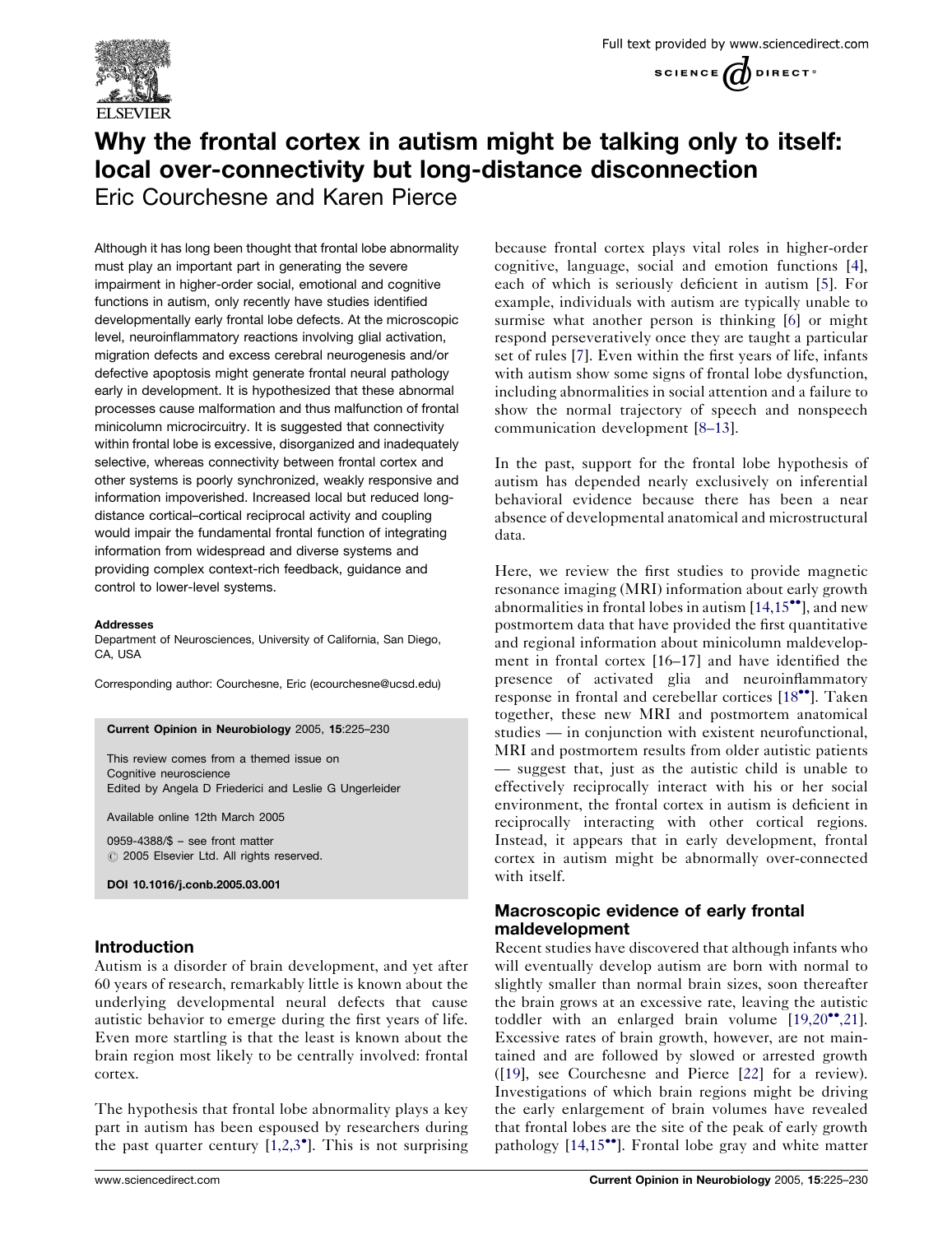# Why the frontal cortex in autism might be talking only to itself: local over-connectivity but long-distance disconnection

Eric Courchesne and Karen Pierce

Although it has long been thought that frontal lobe abnormality must play an important part in generating the severe impairment in higher-order social, emotional and cognitive functions in autism, only recently have studies identified developmentally early frontal lobe defects. At the microscopic level, neuroinflammatory reactions involving glial activation, migration defects and excess cerebral neurogenesis and/or defective apoptosis might generate frontal neural pathology early in development. It is hypothesized that these abnormal processes cause malformation and thus malfunction of frontal minicolumn microcircuitry. It is suggested that connectivity within frontal lobe is excessive, disorganized and inadequately selective, whereas connectivity between frontal cortex and other systems is poorly synchronized, weakly responsive and information impoverished. Increased local but reduced long-distance cortical–cortical reciprocal activity and coupling would impair the fundamental frontal function of integrating information from widespread and diverse systems and providing complex context-rich feedback, guidance and control to lower-level systems.

**Addresses**
Department of Neurosciences, University of California, San Diego, CA, USA

Corresponding author: Courchesne, Eric (ecourchesne@ucsd.edu)

**Current Opinion in Neurobiology** 2005, **15**:225–230

This review comes from a themed issue on Cognitive neuroscience
Edited by Angela D Friederici and Leslie G Ungerleider

Available online 12th March 2005

0959-4388/$ – see front matter
© 2005 Elsevier Ltd. All rights reserved.

**DOI 10.1016/j.conb.2005.03.001**

## Introduction

Autism is a disorder of brain development, and yet after 60 years of research, remarkably little is known about the underlying developmental neural defects that cause autistic behavior to emerge during the first years of life. Even more startling is that the least is known about the brain region most likely to be centrally involved: frontal cortex.

The hypothesis that frontal lobe abnormality plays a key part in autism has been espoused by researchers during the past quarter century [1,2,3•]. This is not surprising because frontal cortex plays vital roles in higher-order cognitive, language, social and emotion functions [4], each of which is seriously deficient in autism [5]. For example, individuals with autism are typically unable to surmise what another person is thinking [6] or might respond perseveratively once they are taught a particular set of rules [7]. Even within the first years of life, infants with autism show some signs of frontal lobe dysfunction, including abnormalities in social attention and a failure to show the normal trajectory of speech and nonspeech communication development [8–13].

In the past, support for the frontal lobe hypothesis of autism has depended nearly exclusively on inferential behavioral evidence because there has been a near absence of developmental anatomical and microstructural data.

Here, we review the first studies to provide magnetic resonance imaging (MRI) information about early growth abnormalities in frontal lobes in autism [14,15••], and new postmortem data that have provided the first quantitative and regional information about minicolumn maldevelopment in frontal cortex [16–17] and have identified the presence of activated glia and neuroinflammatory response in frontal and cerebellar cortices [18••]. Taken together, these new MRI and postmortem anatomical studies — in conjunction with existent neurofunctional, MRI and postmortem results from older autistic patients — suggest that, just as the autistic child is unable to effectively reciprocally interact with his or her social environment, the frontal cortex in autism is deficient in reciprocally interacting with other cortical regions. Instead, it appears that in early development, frontal cortex in autism might be abnormally over-connected with itself.

## Macroscopic evidence of early frontal maldevelopment

Recent studies have discovered that although infants who will eventually develop autism are born with normal to slightly smaller than normal brain sizes, soon thereafter the brain grows at an excessive rate, leaving the autistic toddler with an enlarged brain volume [19,20••,21]. Excessive rates of brain growth, however, are not maintained and are followed by slowed or arrested growth ([19], see Courchesne and Pierce [22] for a review). Investigations of which brain regions might be driving the early enlargement of brain volumes have revealed that frontal lobes are the site of the peak of early growth pathology [14,15••]. Frontal lobe gray and white matter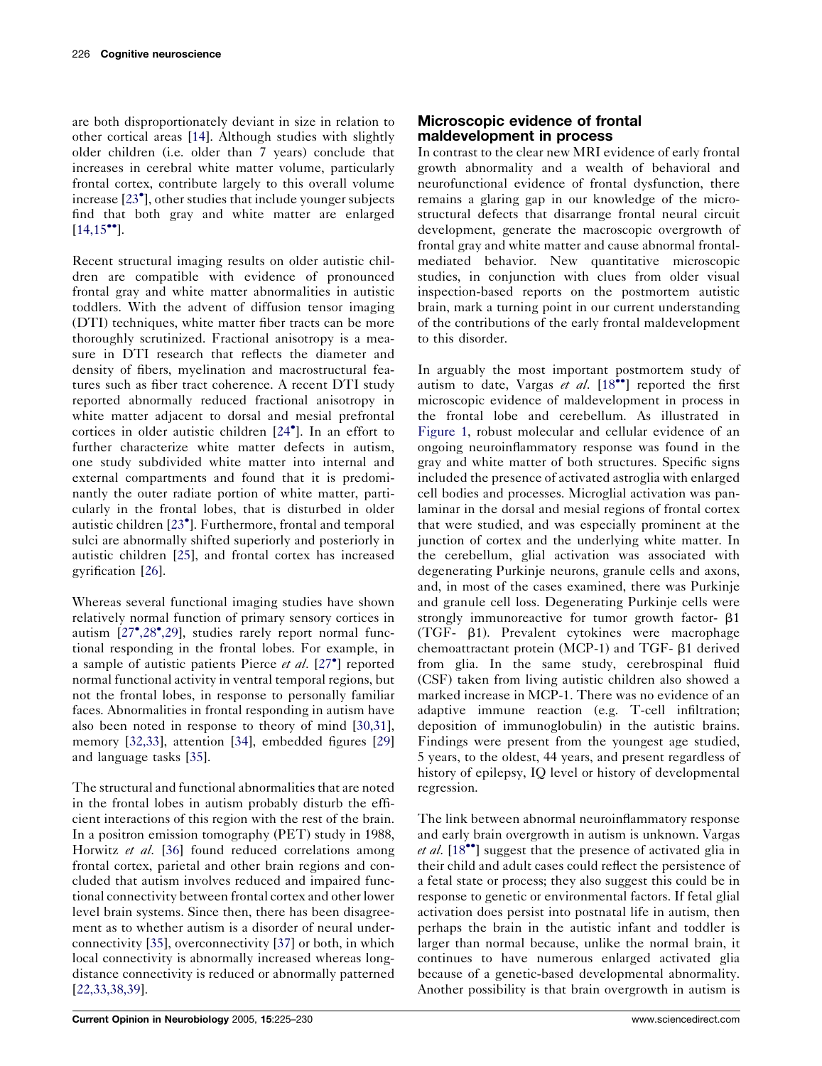are both disproportionately deviant in size in relation to other cortical areas [14]. Although studies with slightly older children (i.e. older than 7 years) conclude that increases in cerebral white matter volume, particularly frontal cortex, contribute largely to this overall volume increase [23•], other studies that include younger subjects find that both gray and white matter are enlarged [14,15••].

Recent structural imaging results on older autistic children are compatible with evidence of pronounced frontal gray and white matter abnormalities in autistic toddlers. With the advent of diffusion tensor imaging (DTI) techniques, white matter fiber tracts can be more thoroughly scrutinized. Fractional anisotropy is a measure in DTI research that reflects the diameter and density of fibers, myelination and macrostructural features such as fiber tract coherence. A recent DTI study reported abnormally reduced fractional anisotropy in white matter adjacent to dorsal and mesial prefrontal cortices in older autistic children [24•]. In an effort to further characterize white matter defects in autism, one study subdivided white matter into internal and external compartments and found that it is predominantly the outer radiate portion of white matter, particularly in the frontal lobes, that is disturbed in older autistic children [23•]. Furthermore, frontal and temporal sulci are abnormally shifted superiorly and posteriorly in autistic children [25], and frontal cortex has increased gyrification [26].

Whereas several functional imaging studies have shown relatively normal function of primary sensory cortices in autism [27•,28•,29], studies rarely report normal functional responding in the frontal lobes. For example, in a sample of autistic patients Pierce *et al*. [27•] reported normal functional activity in ventral temporal regions, but not the frontal lobes, in response to personally familiar faces. Abnormalities in frontal responding in autism have also been noted in response to theory of mind [30,31], memory [32,33], attention [34], embedded figures [29] and language tasks [35].

The structural and functional abnormalities that are noted in the frontal lobes in autism probably disturb the efficient interactions of this region with the rest of the brain. In a positron emission tomography (PET) study in 1988, Horwitz *et al*. [36] found reduced correlations among frontal cortex, parietal and other brain regions and concluded that autism involves reduced and impaired functional connectivity between frontal cortex and other lower level brain systems. Since then, there has been disagreement as to whether autism is a disorder of neural underconnectivity [35], overconnectivity [37] or both, in which local connectivity is abnormally increased whereas long-distance connectivity is reduced or abnormally patterned [22,33,38,39].

## Microscopic evidence of frontal maldevelopment in process

In contrast to the clear new MRI evidence of early frontal growth abnormality and a wealth of behavioral and neurofunctional evidence of frontal dysfunction, there remains a glaring gap in our knowledge of the microstructural defects that disarrange frontal neural circuit development, generate the macroscopic overgrowth of frontal gray and white matter and cause abnormal frontal-mediated behavior. New quantitative microscopic studies, in conjunction with clues from older visual inspection-based reports on the postmortem autistic brain, mark a turning point in our current understanding of the contributions of the early frontal maldevelopment to this disorder.

In arguably the most important postmortem study of autism to date, Vargas *et al*. [18••] reported the first microscopic evidence of maldevelopment in process in the frontal lobe and cerebellum. As illustrated in Figure 1, robust molecular and cellular evidence of an ongoing neuroinflammatory response was found in the gray and white matter of both structures. Specific signs included the presence of activated astroglia with enlarged cell bodies and processes. Microglial activation was panlaminar in the dorsal and mesial regions of frontal cortex that were studied, and was especially prominent at the junction of cortex and the underlying white matter. In the cerebellum, glial activation was associated with degenerating Purkinje neurons, granule cells and axons, and, in most of the cases examined, there was Purkinje and granule cell loss. Degenerating Purkinje cells were strongly immunoreactive for tumor growth factor- β1 (TGF- β1). Prevalent cytokines were macrophage chemoattractant protein (MCP-1) and TGF- β1 derived from glia. In the same study, cerebrospinal fluid (CSF) taken from living autistic children also showed a marked increase in MCP-1. There was no evidence of an adaptive immune reaction (e.g. T-cell infiltration; deposition of immunoglobulin) in the autistic brains. Findings were present from the youngest age studied, 5 years, to the oldest, 44 years, and present regardless of history of epilepsy, IQ level or history of developmental regression.

The link between abnormal neuroinflammatory response and early brain overgrowth in autism is unknown. Vargas *et al*. [18••] suggest that the presence of activated glia in their child and adult cases could reflect the persistence of a fetal state or process; they also suggest this could be in response to genetic or environmental factors. If fetal glial activation does persist into postnatal life in autism, then perhaps the brain in the autistic infant and toddler is larger than normal because, unlike the normal brain, it continues to have numerous enlarged activated glia because of a genetic-based developmental abnormality. Another possibility is that brain overgrowth in autism is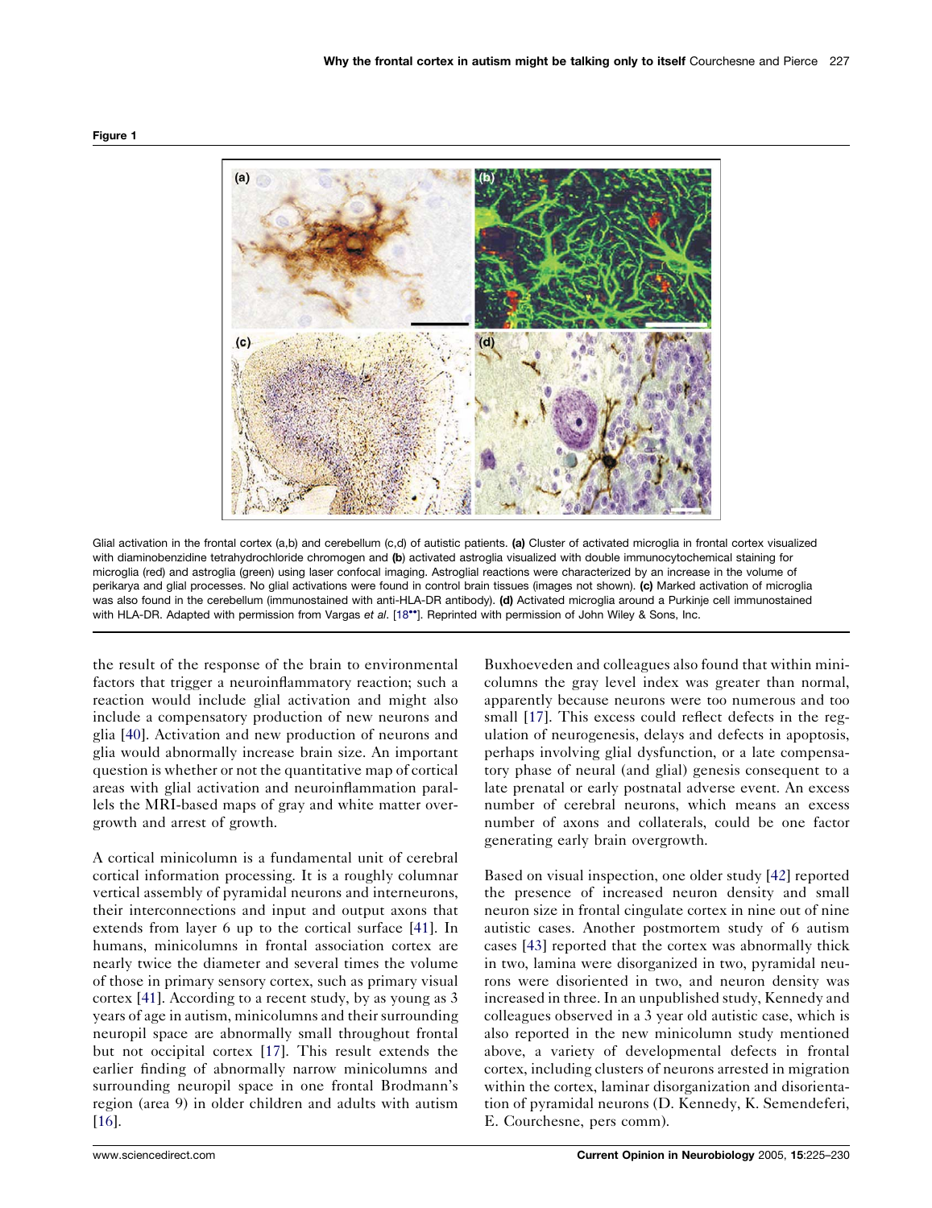**Figure 1**

Glial activation in the frontal cortex (a,b) and cerebellum (c,d) of autistic patients. **(a)** Cluster of activated microglia in frontal cortex visualized with diaminobenzidine tetrahydrochloride chromogen and **(b)** activated astroglia visualized with double immunocytochemical staining for microglia (red) and astroglia (green) using laser confocal imaging. Astroglial reactions were characterized by an increase in the volume of perikarya and glial processes. No glial activations were found in control brain tissues (images not shown). **(c)** Marked activation of microglia was also found in the cerebellum (immunostained with anti-HLA-DR antibody). **(d)** Activated microglia around a Purkinje cell immunostained with HLA-DR. Adapted with permission from Vargas *et al*. [18••]. Reprinted with permission of John Wiley & Sons, Inc.

the result of the response of the brain to environmental factors that trigger a neuroinflammatory reaction; such a reaction would include glial activation and might also include a compensatory production of new neurons and glia [40]. Activation and new production of neurons and glia would abnormally increase brain size. An important question is whether or not the quantitative map of cortical areas with glial activation and neuroinflammation parallels the MRI-based maps of gray and white matter overgrowth and arrest of growth.

A cortical minicolumn is a fundamental unit of cerebral cortical information processing. It is a roughly columnar vertical assembly of pyramidal neurons and interneurons, their interconnections and input and output axons that extends from layer 6 up to the cortical surface [41]. In humans, minicolumns in frontal association cortex are nearly twice the diameter and several times the volume of those in primary sensory cortex, such as primary visual cortex [41]. According to a recent study, by as young as 3 years of age in autism, minicolumns and their surrounding neuropil space are abnormally small throughout frontal but not occipital cortex [17]. This result extends the earlier finding of abnormally narrow minicolumns and surrounding neuropil space in one frontal Brodmann's region (area 9) in older children and adults with autism [16].

Buxhoeveden and colleagues also found that within minicolumns the gray level index was greater than normal, apparently because neurons were too numerous and too small [17]. This excess could reflect defects in the regulation of neurogenesis, delays and defects in apoptosis, perhaps involving glial dysfunction, or a late compensatory phase of neural (and glial) genesis consequent to a late prenatal or early postnatal adverse event. An excess number of cerebral neurons, which means an excess number of axons and collaterals, could be one factor generating early brain overgrowth.

Based on visual inspection, one older study [42] reported the presence of increased neuron density and small neuron size in frontal cingulate cortex in nine out of nine autistic cases. Another postmortem study of 6 autism cases [43] reported that the cortex was abnormally thick in two, lamina were disorganized in two, pyramidal neurons were disoriented in two, and neuron density was increased in three. In an unpublished study, Kennedy and colleagues observed in a 3 year old autistic case, which is also reported in the new minicolumn study mentioned above, a variety of developmental defects in frontal cortex, including clusters of neurons arrested in migration within the cortex, laminar disorganization and disorientation of pyramidal neurons (D. Kennedy, K. Semendeferi, E. Courchesne, pers comm).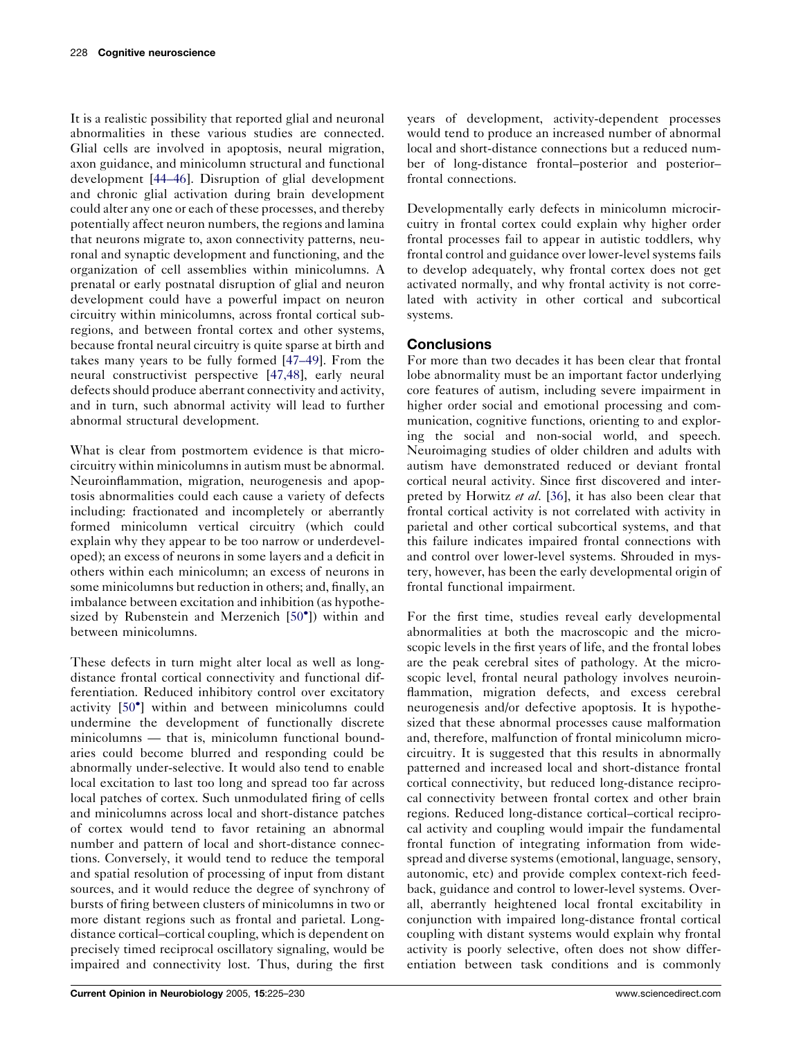It is a realistic possibility that reported glial and neuronal abnormalities in these various studies are connected. Glial cells are involved in apoptosis, neural migration, axon guidance, and minicolumn structural and functional development [44–46]. Disruption of glial development and chronic glial activation during brain development could alter any one or each of these processes, and thereby potentially affect neuron numbers, the regions and lamina that neurons migrate to, axon connectivity patterns, neuronal and synaptic development and functioning, and the organization of cell assemblies within minicolumns. A prenatal or early postnatal disruption of glial and neuron development could have a powerful impact on neuron circuitry within minicolumns, across frontal cortical subregions, and between frontal cortex and other systems, because frontal neural circuitry is quite sparse at birth and takes many years to be fully formed [47–49]. From the neural constructivist perspective [47,48], early neural defects should produce aberrant connectivity and activity, and in turn, such abnormal activity will lead to further abnormal structural development.

What is clear from postmortem evidence is that microcircuitry within minicolumns in autism must be abnormal. Neuroinflammation, migration, neurogenesis and apoptosis abnormalities could each cause a variety of defects including: fractionated and incompletely or aberrantly formed minicolumn vertical circuitry (which could explain why they appear to be too narrow or underdeveloped); an excess of neurons in some layers and a deficit in others within each minicolumn; an excess of neurons in some minicolumns but reduction in others; and, finally, an imbalance between excitation and inhibition (as hypothesized by Rubenstein and Merzenich [50•]) within and between minicolumns.

These defects in turn might alter local as well as long-distance frontal cortical connectivity and functional differentiation. Reduced inhibitory control over excitatory activity [50•] within and between minicolumns could undermine the development of functionally discrete minicolumns — that is, minicolumn functional boundaries could become blurred and responding could be abnormally under-selective. It would also tend to enable local excitation to last too long and spread too far across local patches of cortex. Such unmodulated firing of cells and minicolumns across local and short-distance patches of cortex would tend to favor retaining an abnormal number and pattern of local and short-distance connections. Conversely, it would tend to reduce the temporal and spatial resolution of processing of input from distant sources, and it would reduce the degree of synchrony of bursts of firing between clusters of minicolumns in two or more distant regions such as frontal and parietal. Long-distance cortical–cortical coupling, which is dependent on precisely timed reciprocal oscillatory signaling, would be impaired and connectivity lost. Thus, during the first years of development, activity-dependent processes would tend to produce an increased number of abnormal local and short-distance connections but a reduced number of long-distance frontal–posterior and posterior–frontal connections.

Developmentally early defects in minicolumn microcircuitry in frontal cortex could explain why higher order frontal processes fail to appear in autistic toddlers, why frontal control and guidance over lower-level systems fails to develop adequately, why frontal cortex does not get activated normally, and why frontal activity is not correlated with activity in other cortical and subcortical systems.

## Conclusions

For more than two decades it has been clear that frontal lobe abnormality must be an important factor underlying core features of autism, including severe impairment in higher order social and emotional processing and communication, cognitive functions, orienting to and exploring the social and non-social world, and speech. Neuroimaging studies of older children and adults with autism have demonstrated reduced or deviant frontal cortical neural activity. Since first discovered and interpreted by Horwitz *et al.* [36], it has also been clear that frontal cortical activity is not correlated with activity in parietal and other cortical subcortical systems, and that this failure indicates impaired frontal connections with and control over lower-level systems. Shrouded in mystery, however, has been the early developmental origin of frontal functional impairment.

For the first time, studies reveal early developmental abnormalities at both the macroscopic and the microscopic levels in the first years of life, and the frontal lobes are the peak cerebral sites of pathology. At the microscopic level, frontal neural pathology involves neuroinflammation, migration defects, and excess cerebral neurogenesis and/or defective apoptosis. It is hypothesized that these abnormal processes cause malformation and, therefore, malfunction of frontal minicolumn microcircuitry. It is suggested that this results in abnormally patterned and increased local and short-distance frontal cortical connectivity, but reduced long-distance reciprocal connectivity between frontal cortex and other brain regions. Reduced long-distance cortical–cortical reciprocal activity and coupling would impair the fundamental frontal function of integrating information from widespread and diverse systems (emotional, language, sensory, autonomic, etc) and provide complex context-rich feedback, guidance and control to lower-level systems. Overall, aberrantly heightened local frontal excitability in conjunction with impaired long-distance frontal cortical coupling with distant systems would explain why frontal activity is poorly selective, often does not show differentiation between task conditions and is commonly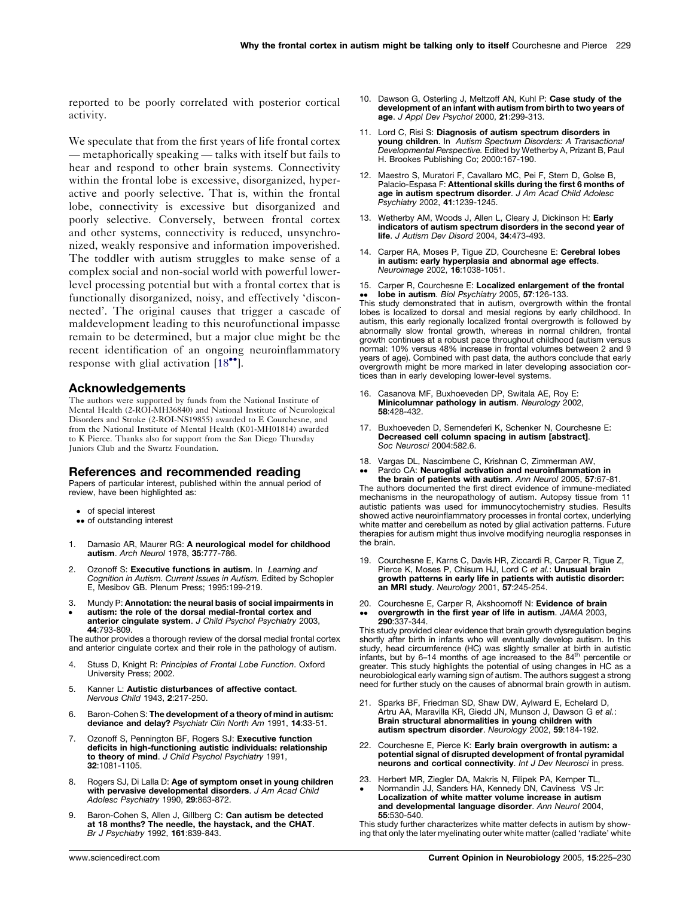reported to be poorly correlated with posterior cortical activity.

We speculate that from the first years of life frontal cortex — metaphorically speaking — talks with itself but fails to hear and respond to other brain systems. Connectivity within the frontal lobe is excessive, disorganized, hyperactive and poorly selective. That is, within the frontal lobe, connectivity is excessive but disorganized and poorly selective. Conversely, between frontal cortex and other systems, connectivity is reduced, unsynchronized, weakly responsive and information impoverished. The toddler with autism struggles to make sense of a complex social and non-social world with powerful lower-level processing potential but with a frontal cortex that is functionally disorganized, noisy, and effectively 'disconnected'. The original causes that trigger a cascade of maldevelopment leading to this neurofunctional impasse remain to be determined, but a major clue might be the recent identification of an ongoing neuroinflammatory response with glial activation [18••].

## Acknowledgements

The authors were supported by funds from the National Institute of Mental Health (2-ROI-MH36840) and National Institute of Neurological Disorders and Stroke (2-ROI-NS19855) awarded to E Courchesne, and from the National Institute of Mental Health (K01-MH01814) awarded to K Pierce. Thanks also for support from the San Diego Thursday Juniors Club and the Swartz Foundation.

## References and recommended reading

Papers of particular interest, published within the annual period of review, have been highlighted as:

- • of special interest
- •• of outstanding interest

1. Damasio AR, Maurer RG: **A neurological model for childhood autism**. *Arch Neurol* 1978, **35**:777-786.

2. Ozonoff S: **Executive functions in autism**. In *Learning and Cognition in Autism. Current Issues in Autism.* Edited by Schopler E, Mesibov GB. Plenum Press; 1995:199-219.

3. • Mundy P: **Annotation: the neural basis of social impairments in autism: the role of the dorsal medial-frontal cortex and anterior cingulate system**. *J Child Psychol Psychiatry* 2003, **44**:793-809.
The author provides a thorough review of the dorsal medial frontal cortex and anterior cingulate cortex and their role in the pathology of autism.

4. Stuss D, Knight R: *Principles of Frontal Lobe Function*. Oxford University Press; 2002.

5. Kanner L: **Autistic disturbances of affective contact**. *Nervous Child* 1943, **2**:217-250.

6. Baron-Cohen S: **The development of a theory of mind in autism: deviance and delay?** *Psychiatr Clin North Am* 1991, **14**:33-51.

7. Ozonoff S, Pennington BF, Rogers SJ: **Executive function deficits in high-functioning autistic individuals: relationship to theory of mind**. *J Child Psychol Psychiatry* 1991, **32**:1081-1105.

8. Rogers SJ, Di Lalla D: **Age of symptom onset in young children with pervasive developmental disorders**. *J Am Acad Child Adolesc Psychiatry* 1990, **29**:863-872.

9. Baron-Cohen S, Allen J, Gillberg C: **Can autism be detected at 18 months? The needle, the haystack, and the CHAT**. *Br J Psychiatry* 1992, **161**:839-843.

10. Dawson G, Osterling J, Meltzoff AN, Kuhl P: **Case study of the development of an infant with autism from birth to two years of age**. *J Appl Dev Psychol* 2000, **21**:299-313.

11. Lord C, Risi S: **Diagnosis of autism spectrum disorders in young children**. In *Autism Spectrum Disorders: A Transactional Developmental Perspective.* Edited by Wetherby A, Prizant B, Paul H. Brookes Publishing Co; 2000:167-190.

12. Maestro S, Muratori F, Cavallaro MC, Pei F, Stern D, Golse B, Palacio-Espasa F: **Attentional skills during the first 6 months of age in autism spectrum disorder**. *J Am Acad Child Adolesc Psychiatry* 2002, **41**:1239-1245.

13. Wetherby AM, Woods J, Allen L, Cleary J, Dickinson H: **Early indicators of autism spectrum disorders in the second year of life**. *J Autism Dev Disord* 2004, **34**:473-493.

14. Carper RA, Moses P, Tigue ZD, Courchesne E: **Cerebral lobes in autism: early hyperplasia and abnormal age effects**. *Neuroimage* 2002, **16**:1038-1051.

15. •• Carper R, Courchesne E: **Localized enlargement of the frontal lobe in autism**. *Biol Psychiatry* 2005, **57**:126-133.
This study demonstrated that in autism, overgrowth within the frontal lobes is localized to dorsal and mesial regions by early childhood. In autism, this early regionally localized frontal overgrowth is followed by abnormally slow frontal growth, whereas in normal children, frontal growth continues at a robust pace throughout childhood (autism versus normal: 10% versus 48% increase in frontal volumes between 2 and 9 years of age). Combined with past data, the authors conclude that early overgrowth might be more marked in later developing association cortices than in early developing lower-level systems.

16. Casanova MF, Buxhoeveden DP, Switala AE, Roy E: **Minicolumnar pathology in autism**. *Neurology* 2002, **58**:428-432.

17. Buxhoeveden D, Semendeferi K, Schenker N, Courchesne E: **Decreased cell column spacing in autism [abstract]**. *Soc Neurosci* 2004:582.6.

18. •• Vargas DL, Nascimbene C, Krishnan C, Zimmerman AW, Pardo CA: **Neuroglial activation and neuroinflammation in the brain of patients with autism**. *Ann Neurol* 2005, **57**:67-81.
The authors documented the first direct evidence of immune-mediated mechanisms in the neuropathology of autism. Autopsy tissue from 11 autistic patients was used for immunocytochemistry studies. Results showed active neuroinflammatory processes in frontal cortex, underlying white matter and cerebellum as noted by glial activation patterns. Future therapies for autism might thus involve modifying neuroglia responses in the brain.

19. Courchesne E, Karns C, Davis HR, Ziccardi R, Carper R, Tigue Z, Pierce K, Moses P, Chisum HJ, Lord C *et al.*: **Unusual brain growth patterns in early life in patients with autistic disorder: an MRI study**. *Neurology* 2001, **57**:245-254.

20. •• Courchesne E, Carper R, Akshoomoff N: **Evidence of brain overgrowth in the first year of life in autism**. *JAMA* 2003, **290**:337-344.
This study provided clear evidence that brain growth dysregulation begins shortly after birth in infants who will eventually develop autism. In this study, head circumference (HC) was slightly smaller at birth in autistic infants, but by 6–14 months of age increased to the 84th percentile or greater. This study highlights the potential of using changes in HC as a neurobiological early warning sign of autism. The authors suggest a strong need for further study on the causes of abnormal brain growth in autism.

21. Sparks BF, Friedman SD, Shaw DW, Aylward E, Echelard D, Artru AA, Maravilla KR, Giedd JN, Munson J, Dawson G *et al.*: **Brain structural abnormalities in young children with autism spectrum disorder**. *Neurology* 2002, **59**:184-192.

22. Courchesne E, Pierce K: **Early brain overgrowth in autism: a potential signal of disrupted development of frontal pyramidal neurons and cortical connectivity**. *Int J Dev Neurosci* in press.

23. • Herbert MR, Ziegler DA, Makris N, Filipek PA, Kemper TL, Normandin JJ, Sanders HA, Kennedy DN, Caviness VS Jr: **Localization of white matter volume increase in autism and developmental language disorder**. *Ann Neurol* 2004, **55**:530-540.
This study further characterizes white matter defects in autism by showing that only the later myelinating outer white matter (called 'radiate' white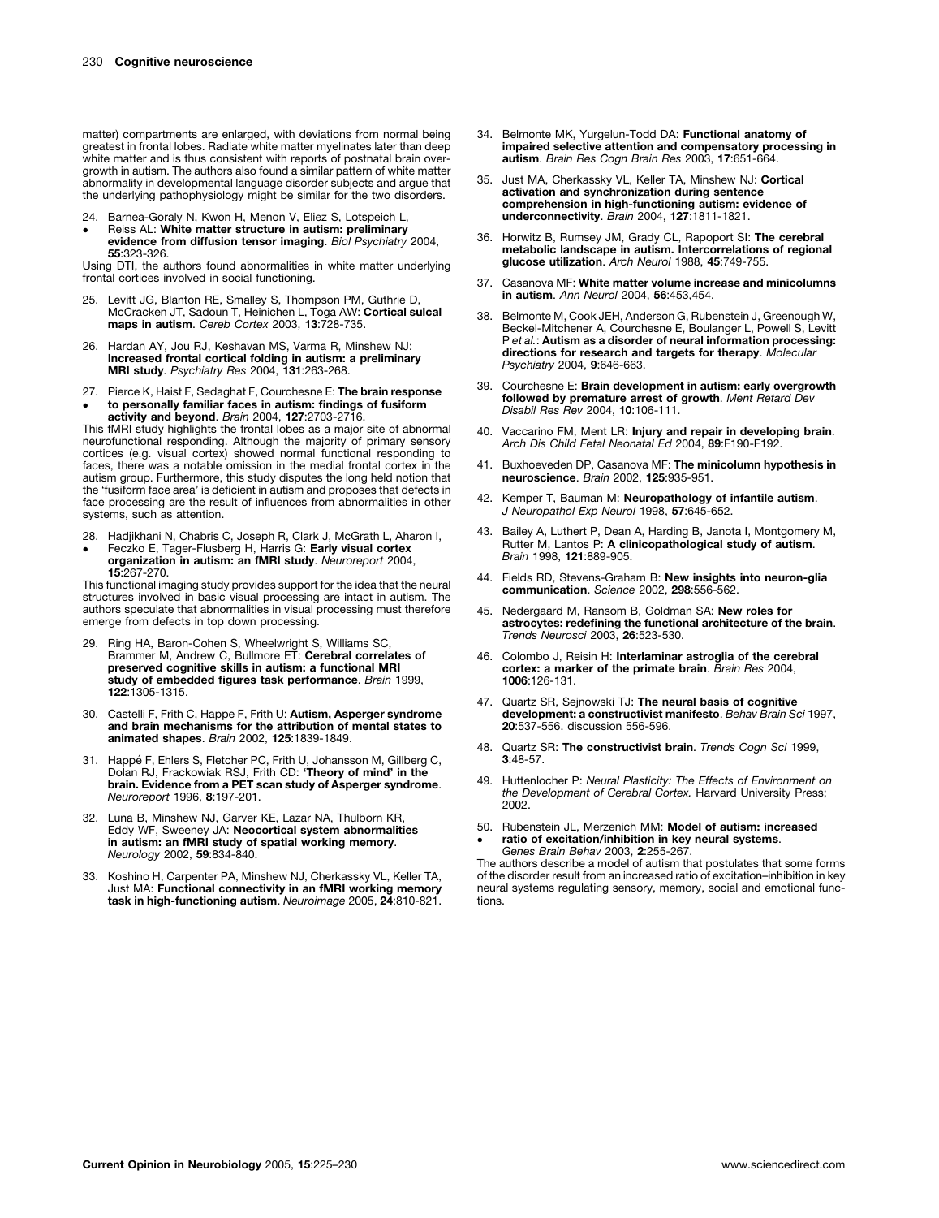matter) compartments are enlarged, with deviations from normal being greatest in frontal lobes. Radiate white matter myelinates later than deep white matter and is thus consistent with reports of postnatal brain overgrowth in autism. The authors also found a similar pattern of white matter abnormality in developmental language disorder subjects and argue that the underlying pathophysiology might be similar for the two disorders.

24. • Barnea-Goraly N, Kwon H, Menon V, Eliez S, Lotspeich L, Reiss AL: **White matter structure in autism: preliminary evidence from diffusion tensor imaging**. *Biol Psychiatry* 2004, **55**:323-326.

Using DTI, the authors found abnormalities in white matter underlying frontal cortices involved in social functioning.

25. Levitt JG, Blanton RE, Smalley S, Thompson PM, Guthrie D, McCracken JT, Sadoun T, Heinichen L, Toga AW: **Cortical sulcal maps in autism**. *Cereb Cortex* 2003, **13**:728-735.

26. Hardan AY, Jou RJ, Keshavan MS, Varma R, Minshew NJ: **Increased frontal cortical folding in autism: a preliminary MRI study**. *Psychiatry Res* 2004, **131**:263-268.

27. • Pierce K, Haist F, Sedaghat F, Courchesne E: **The brain response to personally familiar faces in autism: findings of fusiform activity and beyond**. *Brain* 2004, **127**:2703-2716.

This fMRI study highlights the frontal lobes as a major site of abnormal neurofunctional responding. Although the majority of primary sensory cortices (e.g. visual cortex) showed normal functional responding to faces, there was a notable omission in the medial frontal cortex in the autism group. Furthermore, this study disputes the long held notion that the 'fusiform face area' is deficient in autism and proposes that defects in face processing are the result of influences from abnormalities in other systems, such as attention.

28. • Hadjikhani N, Chabris C, Joseph R, Clark J, McGrath L, Aharon I, Feczko E, Tager-Flusberg H, Harris G: **Early visual cortex organization in autism: an fMRI study**. *Neuroreport* 2004, **15**:267-270.

This functional imaging study provides support for the idea that the neural structures involved in basic visual processing are intact in autism. The authors speculate that abnormalities in visual processing must therefore emerge from defects in top down processing.

29. Ring HA, Baron-Cohen S, Wheelwright S, Williams SC, Brammer M, Andrew C, Bullmore ET: **Cerebral correlates of preserved cognitive skills in autism: a functional MRI study of embedded figures task performance**. *Brain* 1999, **122**:1305-1315.

30. Castelli F, Frith C, Happe F, Frith U: **Autism, Asperger syndrome and brain mechanisms for the attribution of mental states to animated shapes**. *Brain* 2002, **125**:1839-1849.

31. Happé F, Ehlers S, Fletcher PC, Frith U, Johansson M, Gillberg C, Dolan RJ, Frackowiak RSJ, Frith CD: **'Theory of mind' in the brain. Evidence from a PET scan study of Asperger syndrome**. *Neuroreport* 1996, **8**:197-201.

32. Luna B, Minshew NJ, Garver KE, Lazar NA, Thulborn KR, Eddy WF, Sweeney JA: **Neocortical system abnormalities in autism: an fMRI study of spatial working memory**. *Neurology* 2002, **59**:834-840.

33. Koshino H, Carpenter PA, Minshew NJ, Cherkassky VL, Keller TA, Just MA: **Functional connectivity in an fMRI working memory task in high-functioning autism**. *Neuroimage* 2005, **24**:810-821.

34. Belmonte MK, Yurgelun-Todd DA: **Functional anatomy of impaired selective attention and compensatory processing in autism**. *Brain Res Cogn Brain Res* 2003, **17**:651-664.

35. Just MA, Cherkassky VL, Keller TA, Minshew NJ: **Cortical activation and synchronization during sentence comprehension in high-functioning autism: evidence of underconnectivity**. *Brain* 2004, **127**:1811-1821.

36. Horwitz B, Rumsey JM, Grady CL, Rapoport SI: **The cerebral metabolic landscape in autism. Intercorrelations of regional glucose utilization**. *Arch Neurol* 1988, **45**:749-755.

37. Casanova MF: **White matter volume increase and minicolumns in autism**. *Ann Neurol* 2004, **56**:453,454.

38. Belmonte M, Cook JEH, Anderson G, Rubenstein J, Greenough W, Beckel-Mitchener A, Courchesne E, Boulanger L, Powell S, Levitt P *et al.*: **Autism as a disorder of neural information processing: directions for research and targets for therapy**. *Molecular Psychiatry* 2004, **9**:646-663.

39. Courchesne E: **Brain development in autism: early overgrowth followed by premature arrest of growth**. *Ment Retard Dev Disabil Res Rev* 2004, **10**:106-111.

40. Vaccarino FM, Ment LR: **Injury and repair in developing brain**. *Arch Dis Child Fetal Neonatal Ed* 2004, **89**:F190-F192.

41. Buxhoeveden DP, Casanova MF: **The minicolumn hypothesis in neuroscience**. *Brain* 2002, **125**:935-951.

42. Kemper T, Bauman M: **Neuropathology of infantile autism**. *J Neuropathol Exp Neurol* 1998, **57**:645-652.

43. Bailey A, Luthert P, Dean A, Harding B, Janota I, Montgomery M, Rutter M, Lantos P: **A clinicopathological study of autism**. *Brain* 1998, **121**:889-905.

44. Fields RD, Stevens-Graham B: **New insights into neuron-glia communication**. *Science* 2002, **298**:556-562.

45. Nedergaard M, Ransom B, Goldman SA: **New roles for astrocytes: redefining the functional architecture of the brain**. *Trends Neurosci* 2003, **26**:523-530.

46. Colombo J, Reisin H: **Interlaminar astroglia of the cerebral cortex: a marker of the primate brain**. *Brain Res* 2004, **1006**:126-131.

47. Quartz SR, Sejnowski TJ: **The neural basis of cognitive development: a constructivist manifesto**. *Behav Brain Sci* 1997, **20**:537-556. discussion 556-596.

48. Quartz SR: **The constructivist brain**. *Trends Cogn Sci* 1999, **3**:48-57.

49. Huttenlocher P: *Neural Plasticity: The Effects of Environment on the Development of Cerebral Cortex.* Harvard University Press; 2002.

50. • Rubenstein JL, Merzenich MM: **Model of autism: increased ratio of excitation/inhibition in key neural systems**. *Genes Brain Behav* 2003, **2**:255-267.

The authors describe a model of autism that postulates that some forms of the disorder result from an increased ratio of excitation–inhibition in key neural systems regulating sensory, memory, social and emotional functions.